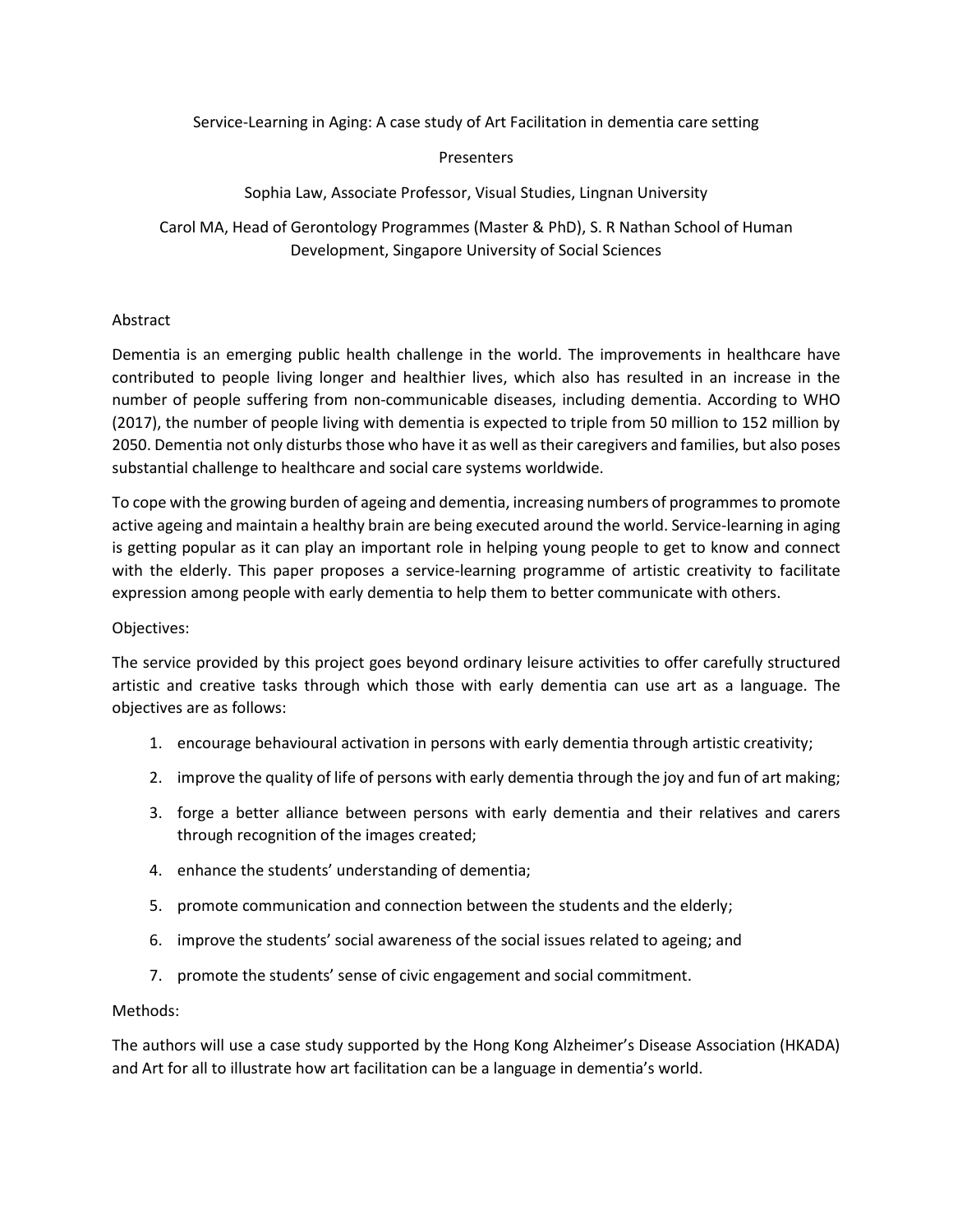# Service-Learning in Aging: A case study of Art Facilitation in dementia care setting

Presenters

Sophia Law, Associate Professor, Visual Studies, Lingnan University

Carol MA, Head of Gerontology Programmes (Master & PhD), S. R Nathan School of Human Development, Singapore University of Social Sciences

## Abstract

Dementia is an emerging public health challenge in the world. The improvements in healthcare have contributed to people living longer and healthier lives, which also has resulted in an increase in the number of people suffering from non-communicable diseases, including dementia. According to WHO (2017), the number of people living with dementia is expected to triple from 50 million to 152 million by 2050. Dementia not only disturbs those who have it as well as their caregivers and families, but also poses substantial challenge to healthcare and social care systems worldwide.

To cope with the growing burden of ageing and dementia, increasing numbers of programmes to promote active ageing and maintain a healthy brain are being executed around the world. Service-learning in aging is getting popular as it can play an important role in helping young people to get to know and connect with the elderly. This paper proposes a service-learning programme of artistic creativity to facilitate expression among people with early dementia to help them to better communicate with others.

## Objectives:

The service provided by this project goes beyond ordinary leisure activities to offer carefully structured artistic and creative tasks through which those with early dementia can use art as a language. The objectives are as follows:

1. encourage behavioural activation in persons with early dementia through artistic creativity;
2. improve the quality of life of persons with early dementia through the joy and fun of art making;
3. forge a better alliance between persons with early dementia and their relatives and carers through recognition of the images created;
4. enhance the students' understanding of dementia;
5. promote communication and connection between the students and the elderly;
6. improve the students' social awareness of the social issues related to ageing; and
7. promote the students' sense of civic engagement and social commitment.

## Methods:

The authors will use a case study supported by the Hong Kong Alzheimer's Disease Association (HKADA) and Art for all to illustrate how art facilitation can be a language in dementia's world.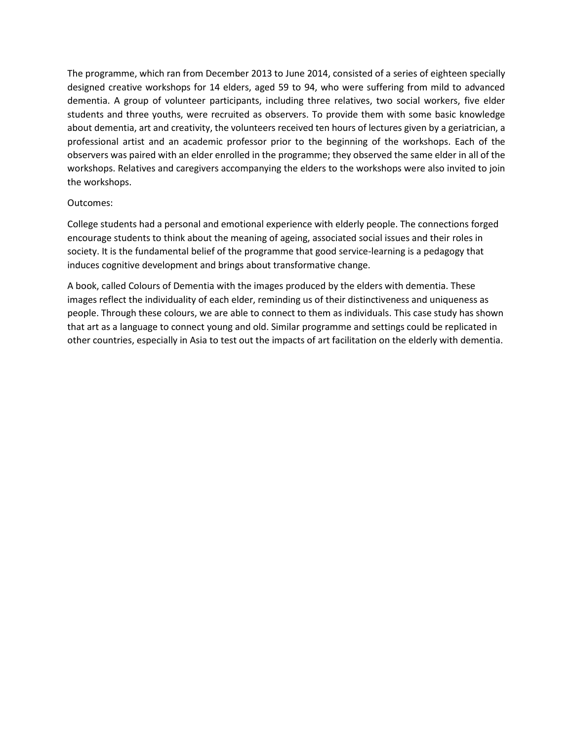The programme, which ran from December 2013 to June 2014, consisted of a series of eighteen specially designed creative workshops for 14 elders, aged 59 to 94, who were suffering from mild to advanced dementia. A group of volunteer participants, including three relatives, two social workers, five elder students and three youths, were recruited as observers. To provide them with some basic knowledge about dementia, art and creativity, the volunteers received ten hours of lectures given by a geriatrician, a professional artist and an academic professor prior to the beginning of the workshops. Each of the observers was paired with an elder enrolled in the programme; they observed the same elder in all of the workshops. Relatives and caregivers accompanying the elders to the workshops were also invited to join the workshops.

Outcomes:

College students had a personal and emotional experience with elderly people. The connections forged encourage students to think about the meaning of ageing, associated social issues and their roles in society. It is the fundamental belief of the programme that good service-learning is a pedagogy that induces cognitive development and brings about transformative change.

A book, called Colours of Dementia with the images produced by the elders with dementia. These images reflect the individuality of each elder, reminding us of their distinctiveness and uniqueness as people. Through these colours, we are able to connect to them as individuals. This case study has shown that art as a language to connect young and old. Similar programme and settings could be replicated in other countries, especially in Asia to test out the impacts of art facilitation on the elderly with dementia.